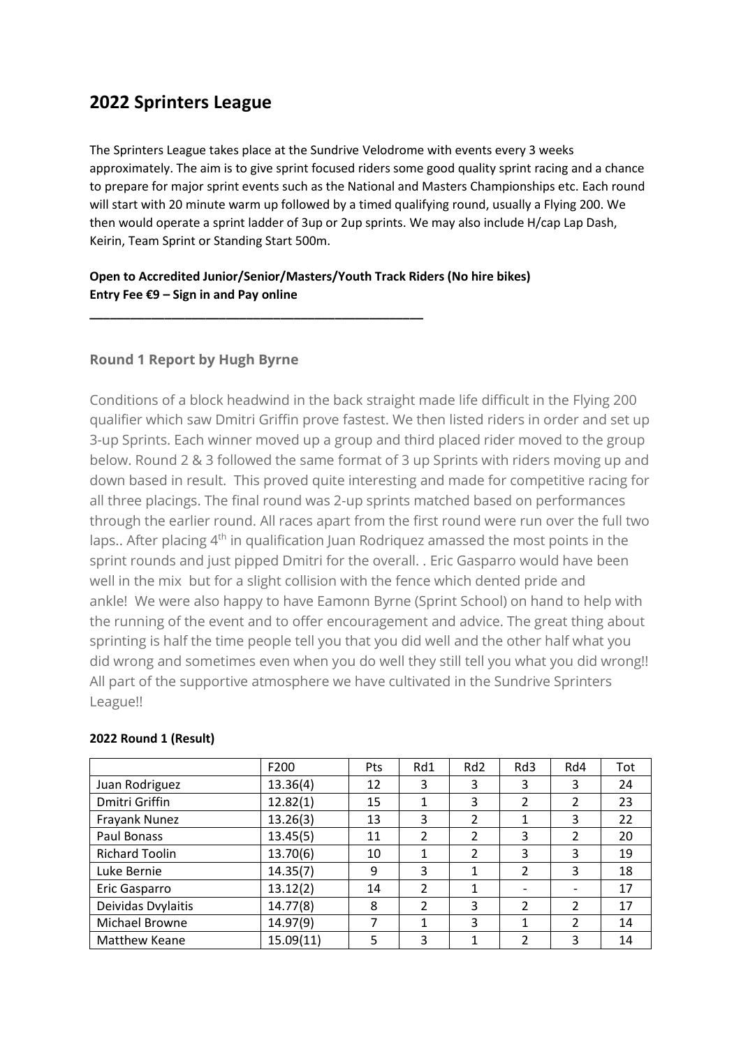# 2022 Sprinters League

The Sprinters League takes place at the Sundrive Velodrome with events every 3 weeks approximately. The aim is to give sprint focused riders some good quality sprint racing and a chance to prepare for major sprint events such as the National and Masters Championships etc. Each round will start with 20 minute warm up followed by a timed qualifying round, usually a Flying 200. We then would operate a sprint ladder of 3up or 2up sprints. We may also include H/cap Lap Dash, Keirin, Team Sprint or Standing Start 500m.

**Open to Accredited Junior/Senior/Masters/Youth Track Riders (No hire bikes)**
**Entry Fee €9 – Sign in and Pay online**

---

### Round 1 Report by Hugh Byrne

Conditions of a block headwind in the back straight made life difficult in the Flying 200 qualifier which saw Dmitri Griffin prove fastest. We then listed riders in order and set up 3-up Sprints. Each winner moved up a group and third placed rider moved to the group below. Round 2 & 3 followed the same format of 3 up Sprints with riders moving up and down based in result. This proved quite interesting and made for competitive racing for all three placings. The final round was 2-up sprints matched based on performances through the earlier round. All races apart from the first round were run over the full two laps.. After placing 4th in qualification Juan Rodriquez amassed the most points in the sprint rounds and just pipped Dmitri for the overall. . Eric Gasparro would have been well in the mix but for a slight collision with the fence which dented pride and ankle! We were also happy to have Eamonn Byrne (Sprint School) on hand to help with the running of the event and to offer encouragement and advice. The great thing about sprinting is half the time people tell you that you did well and the other half what you did wrong and sometimes even when you do well they still tell you what you did wrong!! All part of the supportive atmosphere we have cultivated in the Sundrive Sprinters League!!

**2022 Round 1 (Result)**

| | F200 | Pts | Rd1 | Rd2 | Rd3 | Rd4 | Tot |
|---|---|---|---|---|---|---|---|
| Juan Rodriguez | 13.36(4) | 12 | 3 | 3 | 3 | 3 | 24 |
| Dmitri Griffin | 12.82(1) | 15 | 1 | 3 | 2 | 2 | 23 |
| Frayank Nunez | 13.26(3) | 13 | 3 | 2 | 1 | 3 | 22 |
| Paul Bonass | 13.45(5) | 11 | 2 | 2 | 3 | 2 | 20 |
| Richard Toolin | 13.70(6) | 10 | 1 | 2 | 3 | 3 | 19 |
| Luke Bernie | 14.35(7) | 9 | 3 | 1 | 2 | 3 | 18 |
| Eric Gasparro | 13.12(2) | 14 | 2 | 1 | - | - | 17 |
| Deividas Dvylaitis | 14.77(8) | 8 | 2 | 3 | 2 | 2 | 17 |
| Michael Browne | 14.97(9) | 7 | 1 | 3 | 1 | 2 | 14 |
| Matthew Keane | 15.09(11) | 5 | 3 | 1 | 2 | 3 | 14 |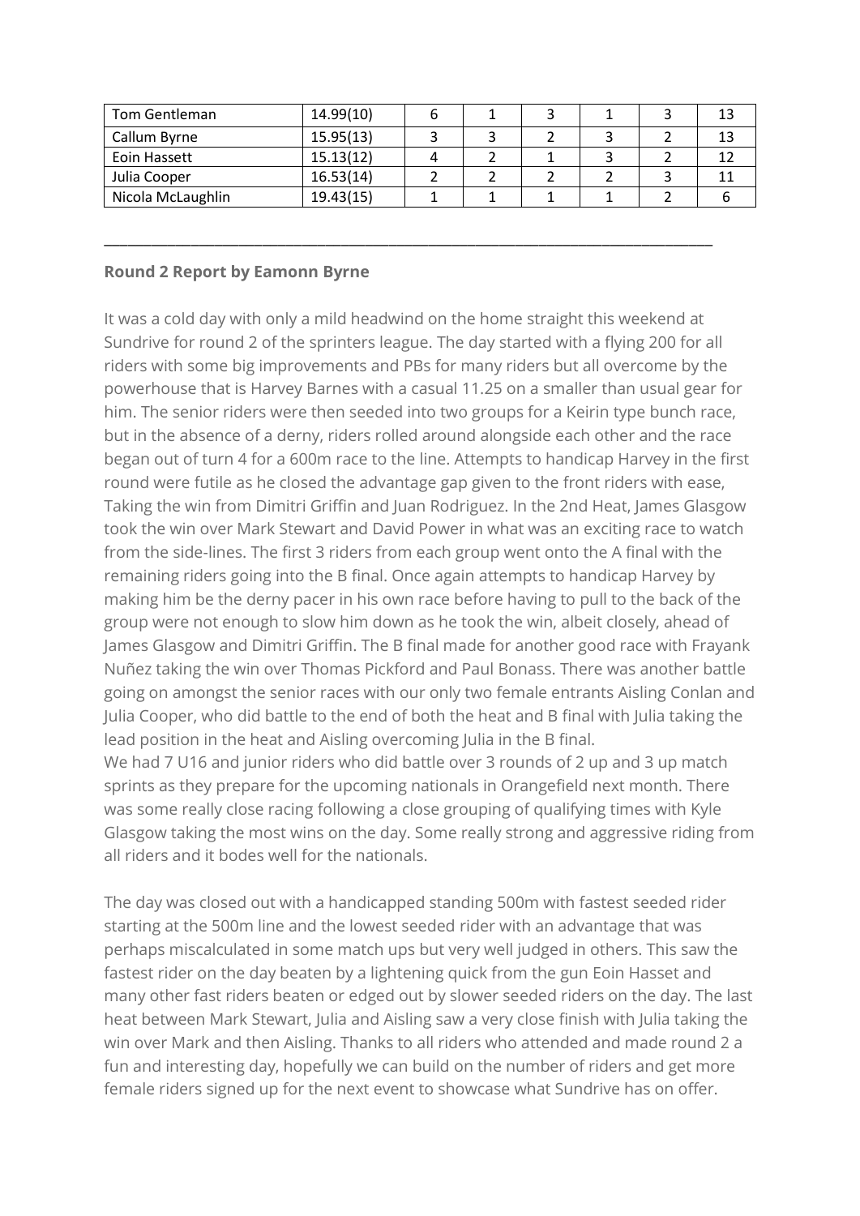| Tom Gentleman | 14.99(10) | 6 | 1 | 3 | 1 | 3 | 13 |
|---|---|---|---|---|---|---|---|
| Callum Byrne | 15.95(13) | 3 | 3 | 2 | 3 | 2 | 13 |
| Eoin Hassett | 15.13(12) | 4 | 2 | 1 | 3 | 2 | 12 |
| Julia Cooper | 16.53(14) | 2 | 2 | 2 | 2 | 3 | 11 |
| Nicola McLaughlin | 19.43(15) | 1 | 1 | 1 | 1 | 2 | 6 |

---

**Round 2 Report by Eamonn Byrne**

It was a cold day with only a mild headwind on the home straight this weekend at Sundrive for round 2 of the sprinters league. The day started with a flying 200 for all riders with some big improvements and PBs for many riders but all overcome by the powerhouse that is Harvey Barnes with a casual 11.25 on a smaller than usual gear for him. The senior riders were then seeded into two groups for a Keirin type bunch race, but in the absence of a derny, riders rolled around alongside each other and the race began out of turn 4 for a 600m race to the line. Attempts to handicap Harvey in the first round were futile as he closed the advantage gap given to the front riders with ease, Taking the win from Dimitri Griffin and Juan Rodriguez. In the 2nd Heat, James Glasgow took the win over Mark Stewart and David Power in what was an exciting race to watch from the side-lines. The first 3 riders from each group went onto the A final with the remaining riders going into the B final. Once again attempts to handicap Harvey by making him be the derny pacer in his own race before having to pull to the back of the group were not enough to slow him down as he took the win, albeit closely, ahead of James Glasgow and Dimitri Griffin. The B final made for another good race with Frayank Nuñez taking the win over Thomas Pickford and Paul Bonass. There was another battle going on amongst the senior races with our only two female entrants Aisling Conlan and Julia Cooper, who did battle to the end of both the heat and B final with Julia taking the lead position in the heat and Aisling overcoming Julia in the B final.
We had 7 U16 and junior riders who did battle over 3 rounds of 2 up and 3 up match sprints as they prepare for the upcoming nationals in Orangefield next month. There was some really close racing following a close grouping of qualifying times with Kyle Glasgow taking the most wins on the day. Some really strong and aggressive riding from all riders and it bodes well for the nationals.

The day was closed out with a handicapped standing 500m with fastest seeded rider starting at the 500m line and the lowest seeded rider with an advantage that was perhaps miscalculated in some match ups but very well judged in others. This saw the fastest rider on the day beaten by a lightening quick from the gun Eoin Hasset and many other fast riders beaten or edged out by slower seeded riders on the day. The last heat between Mark Stewart, Julia and Aisling saw a very close finish with Julia taking the win over Mark and then Aisling. Thanks to all riders who attended and made round 2 a fun and interesting day, hopefully we can build on the number of riders and get more female riders signed up for the next event to showcase what Sundrive has on offer.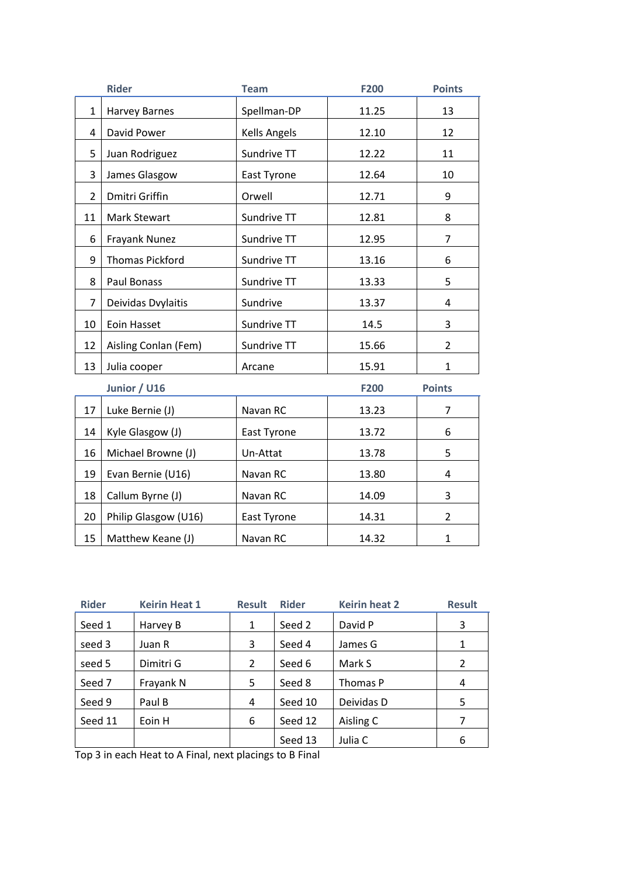|  | Rider | Team | F200 | Points |
|---|---|---|---|---|
| 1 | Harvey Barnes | Spellman-DP | 11.25 | 13 |
| 4 | David Power | Kells Angels | 12.10 | 12 |
| 5 | Juan Rodriguez | Sundrive TT | 12.22 | 11 |
| 3 | James Glasgow | East Tyrone | 12.64 | 10 |
| 2 | Dmitri Griffin | Orwell | 12.71 | 9 |
| 11 | Mark Stewart | Sundrive TT | 12.81 | 8 |
| 6 | Frayank Nunez | Sundrive TT | 12.95 | 7 |
| 9 | Thomas Pickford | Sundrive TT | 13.16 | 6 |
| 8 | Paul Bonass | Sundrive TT | 13.33 | 5 |
| 7 | Deividas Dvylaitis | Sundrive | 13.37 | 4 |
| 10 | Eoin Hasset | Sundrive TT | 14.5 | 3 |
| 12 | Aisling Conlan (Fem) | Sundrive TT | 15.66 | 2 |
| 13 | Julia cooper | Arcane | 15.91 | 1 |
|  | **Junior / U16** |  | **F200** | **Points** |
| 17 | Luke Bernie (J) | Navan RC | 13.23 | 7 |
| 14 | Kyle Glasgow (J) | East Tyrone | 13.72 | 6 |
| 16 | Michael Browne (J) | Un-Attat | 13.78 | 5 |
| 19 | Evan Bernie (U16) | Navan RC | 13.80 | 4 |
| 18 | Callum Byrne (J) | Navan RC | 14.09 | 3 |
| 20 | Philip Glasgow (U16) | East Tyrone | 14.31 | 2 |
| 15 | Matthew Keane (J) | Navan RC | 14.32 | 1 |

| Rider | Keirin Heat 1 | Result | Rider | Keirin heat 2 | Result |
|---|---|---|---|---|---|
| Seed 1 | Harvey B | 1 | Seed 2 | David P | 3 |
| seed 3 | Juan R | 3 | Seed 4 | James G | 1 |
| seed 5 | Dimitri G | 2 | Seed 6 | Mark S | 2 |
| Seed 7 | Frayank N | 5 | Seed 8 | Thomas P | 4 |
| Seed 9 | Paul B | 4 | Seed 10 | Deividas D | 5 |
| Seed 11 | Eoin H | 6 | Seed 12 | Aisling C | 7 |
|  |  |  | Seed 13 | Julia C | 6 |

Top 3 in each Heat to A Final, next placings to B Final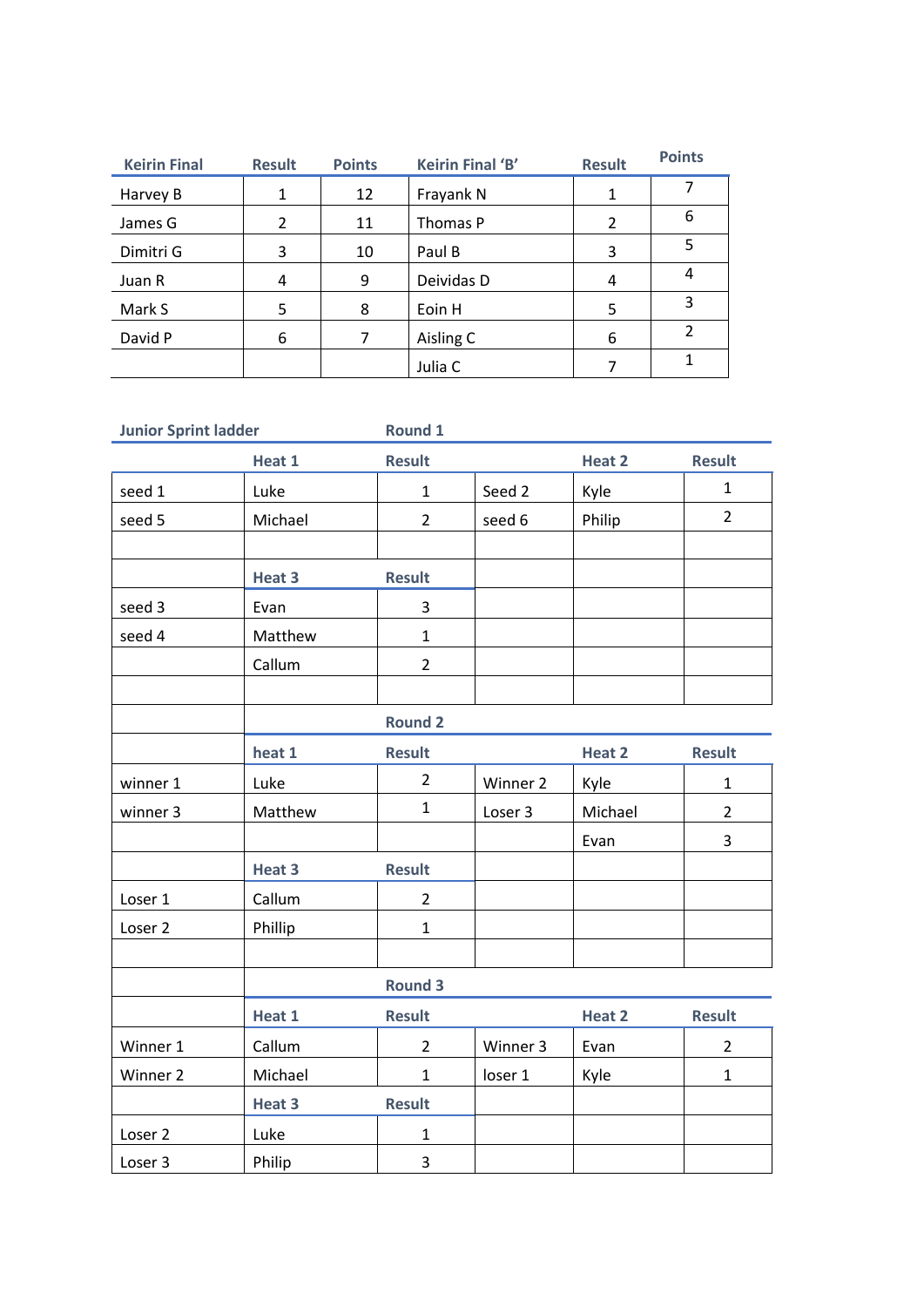| Keirin Final | Result | Points | Keirin Final 'B' | Result | Points |
| --- | --- | --- | --- | --- | --- |
| Harvey B | 1 | 12 | Frayank N | 1 | 7 |
| James G | 2 | 11 | Thomas P | 2 | 6 |
| Dimitri G | 3 | 10 | Paul B | 3 | 5 |
| Juan R | 4 | 9 | Deividas D | 4 | 4 |
| Mark S | 5 | 8 | Eoin H | 5 | 3 |
| David P | 6 | 7 | Aisling C | 6 | 2 |
| | | | Julia C | 7 | 1 |

| Junior Sprint ladder | | Round 1 | | | |
| --- | --- | --- | --- | --- | --- |
| | Heat 1 | Result | | Heat 2 | Result |
| seed 1 | Luke | 1 | Seed 2 | Kyle | 1 |
| seed 5 | Michael | 2 | seed 6 | Philip | 2 |
| | | | | | |
| | Heat 3 | Result | | | |
| seed 3 | Evan | 3 | | | |
| seed 4 | Matthew | 1 | | | |
| | Callum | 2 | | | |
| | | | | | |
| | | Round 2 | | | |
| | heat 1 | Result | | Heat 2 | Result |
| winner 1 | Luke | 2 | Winner 2 | Kyle | 1 |
| winner 3 | Matthew | 1 | Loser 3 | Michael | 2 |
| | | | | Evan | 3 |
| | Heat 3 | Result | | | |
| Loser 1 | Callum | 2 | | | |
| Loser 2 | Phillip | 1 | | | |
| | | | | | |
| | | Round 3 | | | |
| | Heat 1 | Result | | Heat 2 | Result |
| Winner 1 | Callum | 2 | Winner 3 | Evan | 2 |
| Winner 2 | Michael | 1 | loser 1 | Kyle | 1 |
| | Heat 3 | Result | | | |
| Loser 2 | Luke | 1 | | | |
| Loser 3 | Philip | 3 | | | |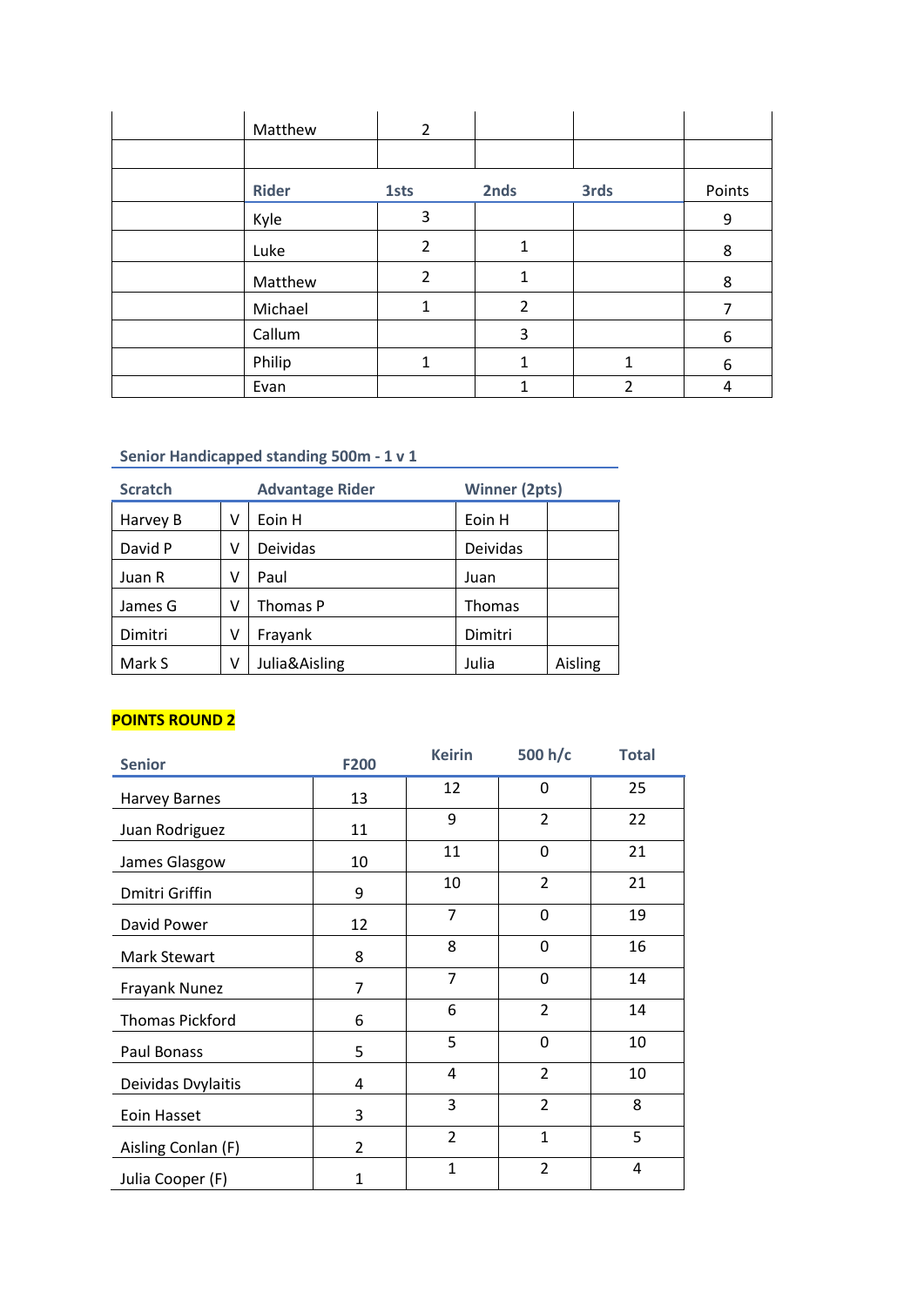| | Rider | 1sts | 2nds | 3rds | Points |
|---|---|---|---|---|---|
| | Matthew | 2 | | | |
| | | | | | |
| | Rider | 1sts | 2nds | 3rds | Points |
| | Kyle | 3 | | | 9 |
| | Luke | 2 | 1 | | 8 |
| | Matthew | 2 | 1 | | 8 |
| | Michael | 1 | 2 | | 7 |
| | Callum | | 3 | | 6 |
| | Philip | 1 | 1 | 1 | 6 |
| | Evan | | 1 | 2 | 4 |

### Senior Handicapped standing 500m - 1 v 1

| Scratch | | Advantage Rider | Winner (2pts) | |
|---|---|---|---|---|
| Harvey B | V | Eoin H | Eoin H | |
| David P | V | Deividas | Deividas | |
| Juan R | V | Paul | Juan | |
| James G | V | Thomas P | Thomas | |
| Dimitri | V | Frayank | Dimitri | |
| Mark S | V | Julia&Aisling | Julia | Aisling |

**POINTS ROUND 2**

| Senior | F200 | Keirin | 500 h/c | Total |
|---|---|---|---|---|
| Harvey Barnes | 13 | 12 | 0 | 25 |
| Juan Rodriguez | 11 | 9 | 2 | 22 |
| James Glasgow | 10 | 11 | 0 | 21 |
| Dmitri Griffin | 9 | 10 | 2 | 21 |
| David Power | 12 | 7 | 0 | 19 |
| Mark Stewart | 8 | 8 | 0 | 16 |
| Frayank Nunez | 7 | 7 | 0 | 14 |
| Thomas Pickford | 6 | 6 | 2 | 14 |
| Paul Bonass | 5 | 5 | 0 | 10 |
| Deividas Dvylaitis | 4 | 4 | 2 | 10 |
| Eoin Hasset | 3 | 3 | 2 | 8 |
| Aisling Conlan (F) | 2 | 2 | 1 | 5 |
| Julia Cooper (F) | 1 | 1 | 2 | 4 |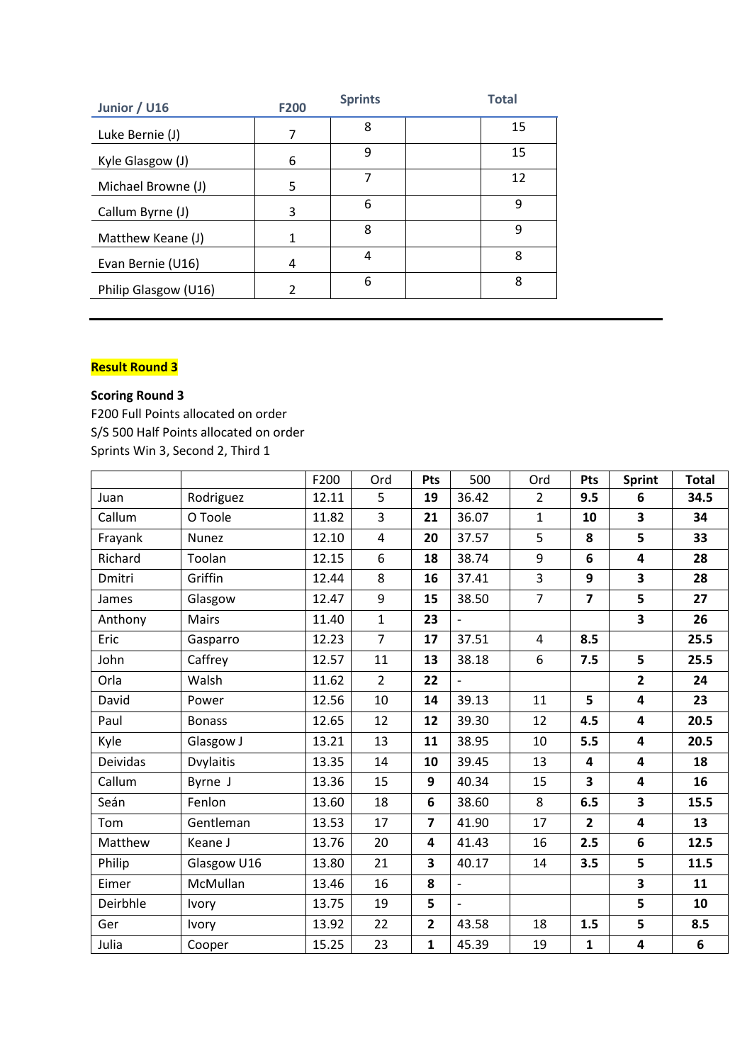| Junior / U16 | F200 | Sprints | | Total |
|---|---|---|---|---|
| Luke Bernie (J) | 7 | 8 | | 15 |
| Kyle Glasgow (J) | 6 | 9 | | 15 |
| Michael Browne (J) | 5 | 7 | | 12 |
| Callum Byrne (J) | 3 | 6 | | 9 |
| Matthew Keane (J) | 1 | 8 | | 9 |
| Evan Bernie (U16) | 4 | 4 | | 8 |
| Philip Glasgow (U16) | 2 | 6 | | 8 |

**Result Round 3**

**Scoring Round 3**
F200 Full Points allocated on order
S/S 500 Half Points allocated on order
Sprints Win 3, Second 2, Third 1

| | | F200 | Ord | Pts | 500 | Ord | Pts | Sprint | Total |
|---|---|---|---|---|---|---|---|---|---|
| Juan | Rodriguez | 12.11 | 5 | **19** | 36.42 | 2 | **9.5** | **6** | **34.5** |
| Callum | O Toole | 11.82 | 3 | **21** | 36.07 | 1 | **10** | **3** | **34** |
| Frayank | Nunez | 12.10 | 4 | **20** | 37.57 | 5 | **8** | **5** | **33** |
| Richard | Toolan | 12.15 | 6 | **18** | 38.74 | 9 | **6** | **4** | **28** |
| Dmitri | Griffin | 12.44 | 8 | **16** | 37.41 | 3 | **9** | **3** | **28** |
| James | Glasgow | 12.47 | 9 | **15** | 38.50 | 7 | **7** | **5** | **27** |
| Anthony | Mairs | 11.40 | 1 | **23** | - | | | **3** | **26** |
| Eric | Gasparro | 12.23 | 7 | **17** | 37.51 | 4 | **8.5** | | **25.5** |
| John | Caffrey | 12.57 | 11 | **13** | 38.18 | 6 | **7.5** | **5** | **25.5** |
| Orla | Walsh | 11.62 | 2 | **22** | - | | | **2** | **24** |
| David | Power | 12.56 | 10 | **14** | 39.13 | 11 | **5** | **4** | **23** |
| Paul | Bonass | 12.65 | 12 | **12** | 39.30 | 12 | **4.5** | **4** | **20.5** |
| Kyle | Glasgow J | 13.21 | 13 | **11** | 38.95 | 10 | **5.5** | **4** | **20.5** |
| Deividas | Dvylaitis | 13.35 | 14 | **10** | 39.45 | 13 | **4** | **4** | **18** |
| Callum | Byrne J | 13.36 | 15 | **9** | 40.34 | 15 | **3** | **4** | **16** |
| Seán | Fenlon | 13.60 | 18 | **6** | 38.60 | 8 | **6.5** | **3** | **15.5** |
| Tom | Gentleman | 13.53 | 17 | **7** | 41.90 | 17 | **2** | **4** | **13** |
| Matthew | Keane J | 13.76 | 20 | **4** | 41.43 | 16 | **2.5** | **6** | **12.5** |
| Philip | Glasgow U16 | 13.80 | 21 | **3** | 40.17 | 14 | **3.5** | **5** | **11.5** |
| Eimer | McMullan | 13.46 | 16 | **8** | - | | | **3** | **11** |
| Deirbhle | Ivory | 13.75 | 19 | **5** | - | | | **5** | **10** |
| Ger | Ivory | 13.92 | 22 | **2** | 43.58 | 18 | **1.5** | **5** | **8.5** |
| Julia | Cooper | 15.25 | 23 | **1** | 45.39 | 19 | **1** | **4** | **6** |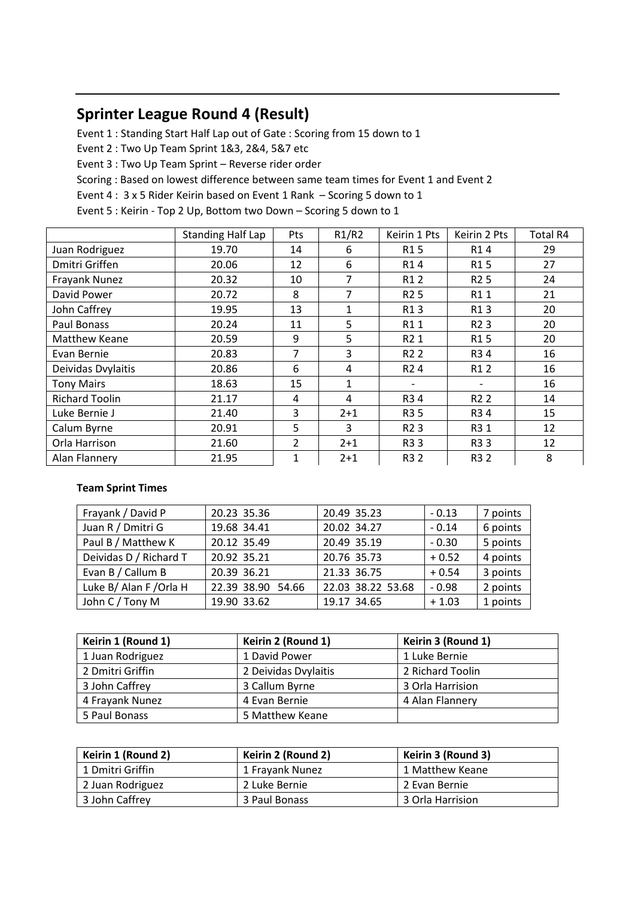## Sprinter League Round 4 (Result)

Event 1 : Standing Start Half Lap out of Gate : Scoring from 15 down to 1

Event 2 : Two Up Team Sprint 1&3, 2&4, 5&7 etc

Event 3 : Two Up Team Sprint – Reverse rider order

Scoring : Based on lowest difference between same team times for Event 1 and Event 2

Event 4 : 3 x 5 Rider Keirin based on Event 1 Rank – Scoring 5 down to 1

Event 5 : Keirin - Top 2 Up, Bottom two Down – Scoring 5 down to 1

| | Standing Half Lap | Pts | R1/R2 | Keirin 1 Pts | Keirin 2 Pts | Total R4 |
|---|---|---|---|---|---|---|
| Juan Rodriguez | 19.70 | 14 | 6 | R1 5 | R1 4 | 29 |
| Dmitri Griffen | 20.06 | 12 | 6 | R1 4 | R1 5 | 27 |
| Frayank Nunez | 20.32 | 10 | 7 | R1 2 | R2 5 | 24 |
| David Power | 20.72 | 8 | 7 | R2 5 | R1 1 | 21 |
| John Caffrey | 19.95 | 13 | 1 | R1 3 | R1 3 | 20 |
| Paul Bonass | 20.24 | 11 | 5 | R1 1 | R2 3 | 20 |
| Matthew Keane | 20.59 | 9 | 5 | R2 1 | R1 5 | 20 |
| Evan Bernie | 20.83 | 7 | 3 | R2 2 | R3 4 | 16 |
| Deividas Dvylaitis | 20.86 | 6 | 4 | R2 4 | R1 2 | 16 |
| Tony Mairs | 18.63 | 15 | 1 | - | - | 16 |
| Richard Toolin | 21.17 | 4 | 4 | R3 4 | R2 2 | 14 |
| Luke Bernie J | 21.40 | 3 | 2+1 | R3 5 | R3 4 | 15 |
| Calum Byrne | 20.91 | 5 | 3 | R2 3 | R3 1 | 12 |
| Orla Harrison | 21.60 | 2 | 2+1 | R3 3 | R3 3 | 12 |
| Alan Flannery | 21.95 | 1 | 2+1 | R3 2 | R3 2 | 8 |

**Team Sprint Times**

| | | | | |
|---|---|---|---|---|
| Frayank / David P | 20.23 35.36 | 20.49 35.23 | - 0.13 | 7 points |
| Juan R / Dmitri G | 19.68 34.41 | 20.02 34.27 | - 0.14 | 6 points |
| Paul B / Matthew K | 20.12 35.49 | 20.49 35.19 | - 0.30 | 5 points |
| Deividas D / Richard T | 20.92 35.21 | 20.76 35.73 | + 0.52 | 4 points |
| Evan B / Callum B | 20.39 36.21 | 21.33 36.75 | + 0.54 | 3 points |
| Luke B/ Alan F /Orla H | 22.39 38.90 54.66 | 22.03 38.22 53.68 | - 0.98 | 2 points |
| John C / Tony M | 19.90 33.62 | 19.17 34.65 | + 1.03 | 1 points |

| Keirin 1 (Round 1) | Keirin 2 (Round 1) | Keirin 3 (Round 1) |
|---|---|---|
| 1 Juan Rodriguez | 1 David Power | 1 Luke Bernie |
| 2 Dmitri Griffin | 2 Deividas Dvylaitis | 2 Richard Toolin |
| 3 John Caffrey | 3 Callum Byrne | 3 Orla Harrision |
| 4 Frayank Nunez | 4 Evan Bernie | 4 Alan Flannery |
| 5 Paul Bonass | 5 Matthew Keane | |

| Keirin 1 (Round 2) | Keirin 2 (Round 2) | Keirin 3 (Round 3) |
|---|---|---|
| 1 Dmitri Griffin | 1 Frayank Nunez | 1 Matthew Keane |
| 2 Juan Rodriguez | 2 Luke Bernie | 2 Evan Bernie |
| 3 John Caffrey | 3 Paul Bonass | 3 Orla Harrision |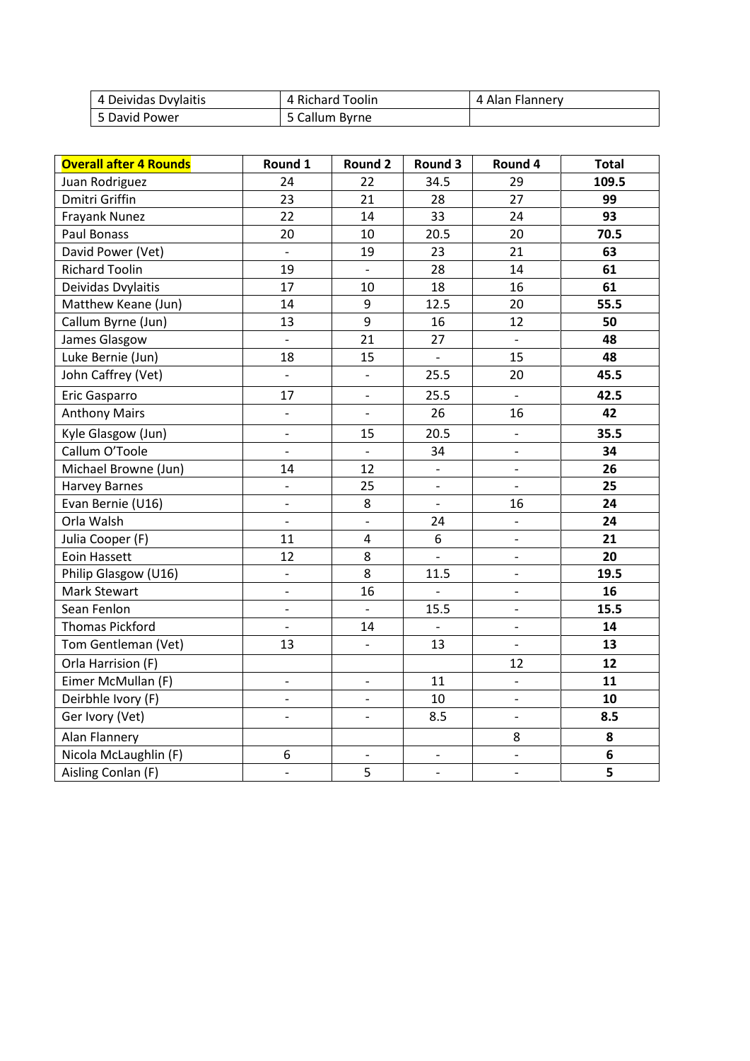| | | |
|---|---|---|
| 4 Deividas Dvylaitis | 4 Richard Toolin | 4 Alan Flannery |
| 5 David Power | 5 Callum Byrne | |

| **Overall after 4 Rounds** | **Round 1** | **Round 2** | **Round 3** | **Round 4** | **Total** |
|---|---|---|---|---|---|
| Juan Rodriguez | 24 | 22 | 34.5 | 29 | **109.5** |
| Dmitri Griffin | 23 | 21 | 28 | 27 | **99** |
| Frayank Nunez | 22 | 14 | 33 | 24 | **93** |
| Paul Bonass | 20 | 10 | 20.5 | 20 | **70.5** |
| David Power (Vet) | - | 19 | 23 | 21 | **63** |
| Richard Toolin | 19 | - | 28 | 14 | **61** |
| Deividas Dvylaitis | 17 | 10 | 18 | 16 | **61** |
| Matthew Keane (Jun) | 14 | 9 | 12.5 | 20 | **55.5** |
| Callum Byrne (Jun) | 13 | 9 | 16 | 12 | **50** |
| James Glasgow | - | 21 | 27 | - | **48** |
| Luke Bernie (Jun) | 18 | 15 | - | 15 | **48** |
| John Caffrey (Vet) | - | - | 25.5 | 20 | **45.5** |
| Eric Gasparro | 17 | - | 25.5 | - | **42.5** |
| Anthony Mairs | - | - | 26 | 16 | **42** |
| Kyle Glasgow (Jun) | - | 15 | 20.5 | - | **35.5** |
| Callum O'Toole | - | - | 34 | - | **34** |
| Michael Browne (Jun) | 14 | 12 | - | - | **26** |
| Harvey Barnes | - | 25 | - | - | **25** |
| Evan Bernie (U16) | - | 8 | - | 16 | **24** |
| Orla Walsh | - | - | 24 | - | **24** |
| Julia Cooper (F) | 11 | 4 | 6 | - | **21** |
| Eoin Hassett | 12 | 8 | - | - | **20** |
| Philip Glasgow (U16) | - | 8 | 11.5 | - | **19.5** |
| Mark Stewart | - | 16 | - | - | **16** |
| Sean Fenlon | - | - | 15.5 | - | **15.5** |
| Thomas Pickford | - | 14 | - | - | **14** |
| Tom Gentleman (Vet) | 13 | - | 13 | - | **13** |
| Orla Harrision (F) | | | | 12 | **12** |
| Eimer McMullan (F) | - | - | 11 | - | **11** |
| Deirbhle Ivory (F) | - | - | 10 | - | **10** |
| Ger Ivory (Vet) | - | - | 8.5 | - | **8.5** |
| Alan Flannery | | | | 8 | **8** |
| Nicola McLaughlin (F) | 6 | - | - | - | **6** |
| Aisling Conlan (F) | - | 5 | - | - | **5** |